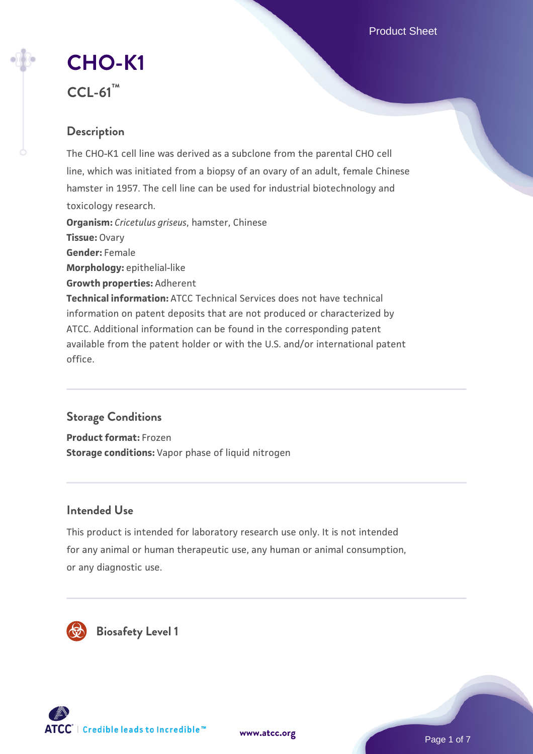# CHO-K1

## CCL-61™

### Description

The CHO-K1 cell line was derived as a subclone from the parental CHO cell line, which was initiated from a biopsy of an ovary of an adult, female Chinese hamster in 1957. The cell line can be used for industrial biotechnology and toxicology research.

**Organism:** *Cricetulus griseus*, hamster, Chinese
**Tissue:** Ovary
**Gender:** Female
**Morphology:** epithelial-like
**Growth properties:** Adherent
**Technical information:** ATCC Technical Services does not have technical information on patent deposits that are not produced or characterized by ATCC. Additional information can be found in the corresponding patent available from the patent holder or with the U.S. and/or international patent office.

### Storage Conditions

**Product format:** Frozen
**Storage conditions:** Vapor phase of liquid nitrogen

### Intended Use

This product is intended for laboratory research use only. It is not intended for any animal or human therapeutic use, any human or animal consumption, or any diagnostic use.

### Biosafety Level 1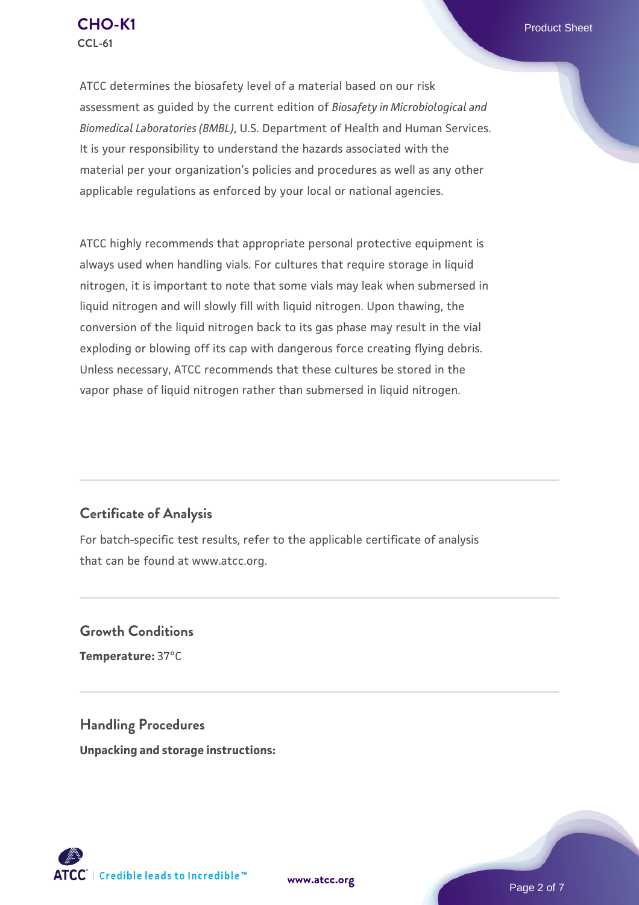ATCC determines the biosafety level of a material based on our risk assessment as guided by the current edition of *Biosafety in Microbiological and Biomedical Laboratories (BMBL)*, U.S. Department of Health and Human Services. It is your responsibility to understand the hazards associated with the material per your organization's policies and procedures as well as any other applicable regulations as enforced by your local or national agencies.

ATCC highly recommends that appropriate personal protective equipment is always used when handling vials. For cultures that require storage in liquid nitrogen, it is important to note that some vials may leak when submersed in liquid nitrogen and will slowly fill with liquid nitrogen. Upon thawing, the conversion of the liquid nitrogen back to its gas phase may result in the vial exploding or blowing off its cap with dangerous force creating flying debris. Unless necessary, ATCC recommends that these cultures be stored in the vapor phase of liquid nitrogen rather than submersed in liquid nitrogen.

## Certificate of Analysis

For batch-specific test results, refer to the applicable certificate of analysis that can be found at www.atcc.org.

## Growth Conditions

**Temperature:** 37°C

## Handling Procedures

**Unpacking and storage instructions:**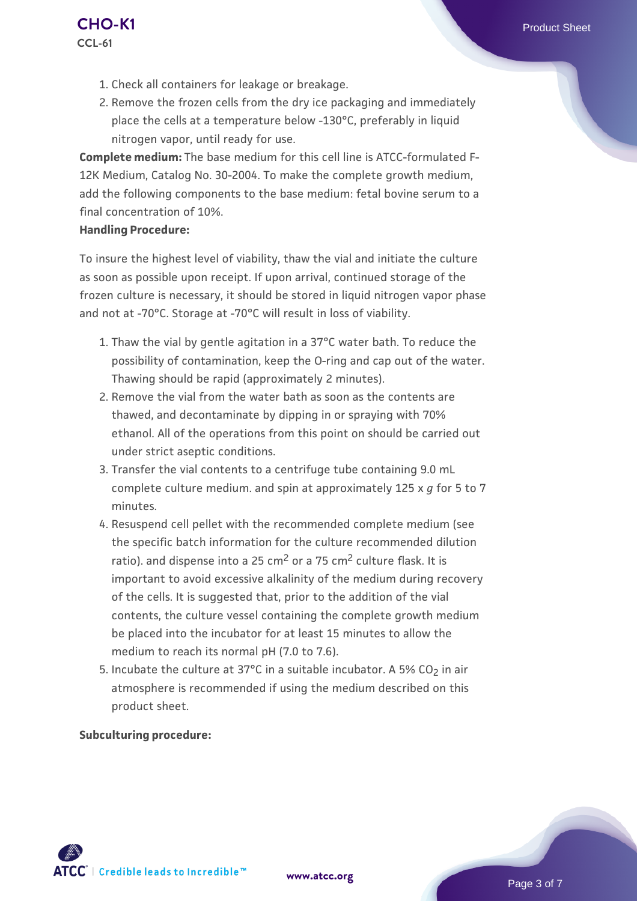1. Check all containers for leakage or breakage.
2. Remove the frozen cells from the dry ice packaging and immediately place the cells at a temperature below -130°C, preferably in liquid nitrogen vapor, until ready for use.

**Complete medium:** The base medium for this cell line is ATCC-formulated F-12K Medium, Catalog No. 30-2004. To make the complete growth medium, add the following components to the base medium: fetal bovine serum to a final concentration of 10%.

**Handling Procedure:**

To insure the highest level of viability, thaw the vial and initiate the culture as soon as possible upon receipt. If upon arrival, continued storage of the frozen culture is necessary, it should be stored in liquid nitrogen vapor phase and not at -70°C. Storage at -70°C will result in loss of viability.

1. Thaw the vial by gentle agitation in a 37°C water bath. To reduce the possibility of contamination, keep the O-ring and cap out of the water. Thawing should be rapid (approximately 2 minutes).
2. Remove the vial from the water bath as soon as the contents are thawed, and decontaminate by dipping in or spraying with 70% ethanol. All of the operations from this point on should be carried out under strict aseptic conditions.
3. Transfer the vial contents to a centrifuge tube containing 9.0 mL complete culture medium. and spin at approximately 125 x *g* for 5 to 7 minutes.
4. Resuspend cell pellet with the recommended complete medium (see the specific batch information for the culture recommended dilution ratio). and dispense into a 25 $cm^2$ or a 75 $cm^2$ culture flask. It is important to avoid excessive alkalinity of the medium during recovery of the cells. It is suggested that, prior to the addition of the vial contents, the culture vessel containing the complete growth medium be placed into the incubator for at least 15 minutes to allow the medium to reach its normal pH (7.0 to 7.6).
5. Incubate the culture at 37°C in a suitable incubator. A 5% $CO_2$ in air atmosphere is recommended if using the medium described on this product sheet.

**Subculturing procedure:**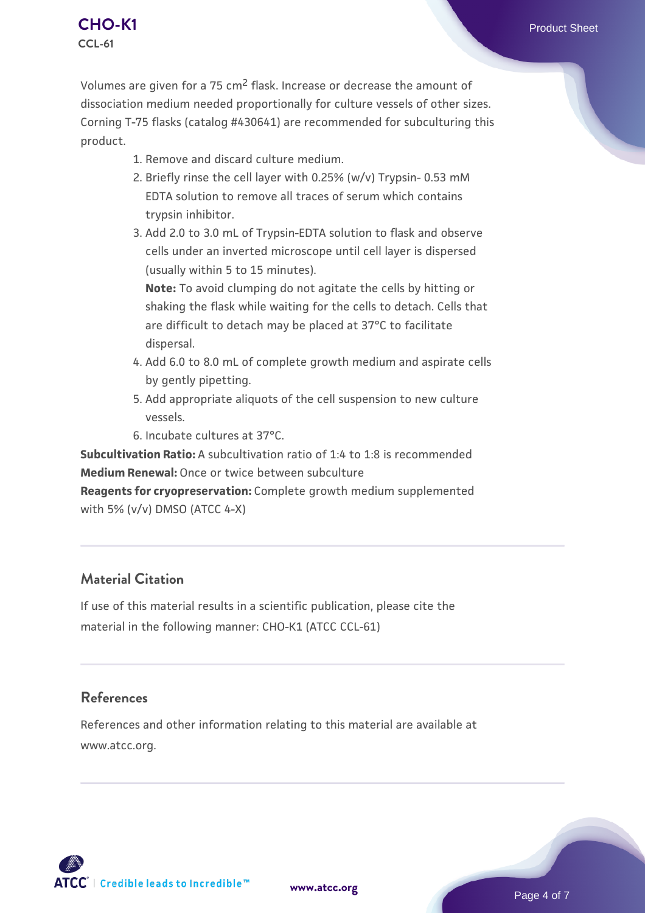Volumes are given for a 75 $cm^2$ flask. Increase or decrease the amount of dissociation medium needed proportionally for culture vessels of other sizes. Corning T-75 flasks (catalog #430641) are recommended for subculturing this product.

1. Remove and discard culture medium.
2. Briefly rinse the cell layer with 0.25% (w/v) Trypsin- 0.53 mM EDTA solution to remove all traces of serum which contains trypsin inhibitor.
3. Add 2.0 to 3.0 mL of Trypsin-EDTA solution to flask and observe cells under an inverted microscope until cell layer is dispersed (usually within 5 to 15 minutes).
   **Note:** To avoid clumping do not agitate the cells by hitting or shaking the flask while waiting for the cells to detach. Cells that are difficult to detach may be placed at 37°C to facilitate dispersal.
4. Add 6.0 to 8.0 mL of complete growth medium and aspirate cells by gently pipetting.
5. Add appropriate aliquots of the cell suspension to new culture vessels.
6. Incubate cultures at 37°C.

**Subcultivation Ratio:** A subcultivation ratio of 1:4 to 1:8 is recommended
**Medium Renewal:** Once or twice between subculture
**Reagents for cryopreservation:** Complete growth medium supplemented with 5% (v/v) DMSO (ATCC 4-X)

## Material Citation

If use of this material results in a scientific publication, please cite the material in the following manner: CHO-K1 (ATCC CCL-61)

## References

References and other information relating to this material are available at www.atcc.org.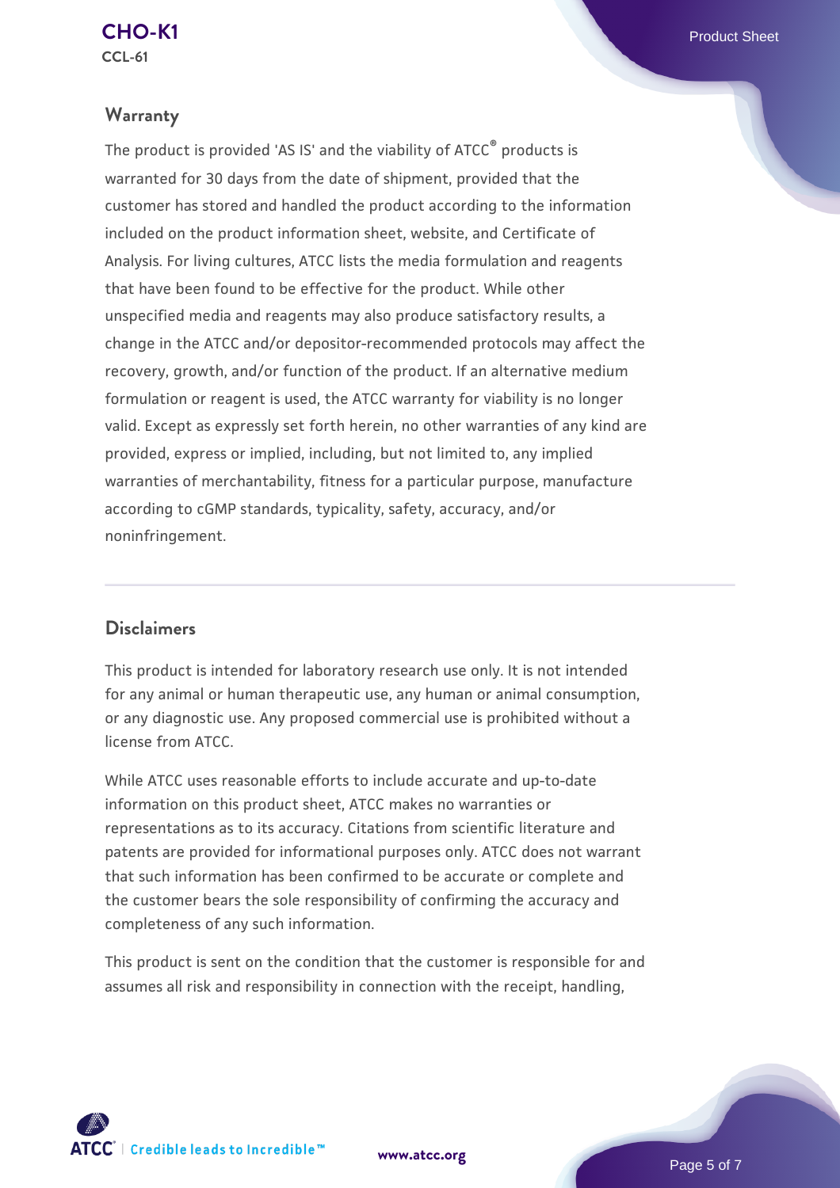## Warranty

The product is provided 'AS IS' and the viability of ATCC® products is warranted for 30 days from the date of shipment, provided that the customer has stored and handled the product according to the information included on the product information sheet, website, and Certificate of Analysis. For living cultures, ATCC lists the media formulation and reagents that have been found to be effective for the product. While other unspecified media and reagents may also produce satisfactory results, a change in the ATCC and/or depositor-recommended protocols may affect the recovery, growth, and/or function of the product. If an alternative medium formulation or reagent is used, the ATCC warranty for viability is no longer valid. Except as expressly set forth herein, no other warranties of any kind are provided, express or implied, including, but not limited to, any implied warranties of merchantability, fitness for a particular purpose, manufacture according to cGMP standards, typicality, safety, accuracy, and/or noninfringement.

## Disclaimers

This product is intended for laboratory research use only. It is not intended for any animal or human therapeutic use, any human or animal consumption, or any diagnostic use. Any proposed commercial use is prohibited without a license from ATCC.

While ATCC uses reasonable efforts to include accurate and up-to-date information on this product sheet, ATCC makes no warranties or representations as to its accuracy. Citations from scientific literature and patents are provided for informational purposes only. ATCC does not warrant that such information has been confirmed to be accurate or complete and the customer bears the sole responsibility of confirming the accuracy and completeness of any such information.

This product is sent on the condition that the customer is responsible for and assumes all risk and responsibility in connection with the receipt, handling,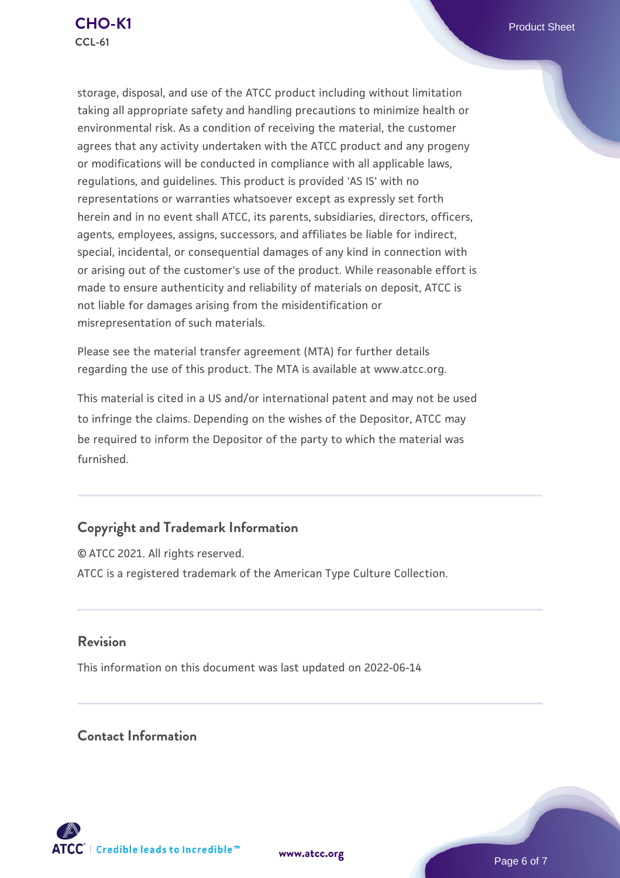storage, disposal, and use of the ATCC product including without limitation taking all appropriate safety and handling precautions to minimize health or environmental risk. As a condition of receiving the material, the customer agrees that any activity undertaken with the ATCC product and any progeny or modifications will be conducted in compliance with all applicable laws, regulations, and guidelines. This product is provided 'AS IS' with no representations or warranties whatsoever except as expressly set forth herein and in no event shall ATCC, its parents, subsidiaries, directors, officers, agents, employees, assigns, successors, and affiliates be liable for indirect, special, incidental, or consequential damages of any kind in connection with or arising out of the customer's use of the product. While reasonable effort is made to ensure authenticity and reliability of materials on deposit, ATCC is not liable for damages arising from the misidentification or misrepresentation of such materials.

Please see the material transfer agreement (MTA) for further details regarding the use of this product. The MTA is available at www.atcc.org.

This material is cited in a US and/or international patent and may not be used to infringe the claims. Depending on the wishes of the Depositor, ATCC may be required to inform the Depositor of the party to which the material was furnished.

## Copyright and Trademark Information

© ATCC 2021. All rights reserved.
ATCC is a registered trademark of the American Type Culture Collection.

## Revision

This information on this document was last updated on 2022-06-14

## Contact Information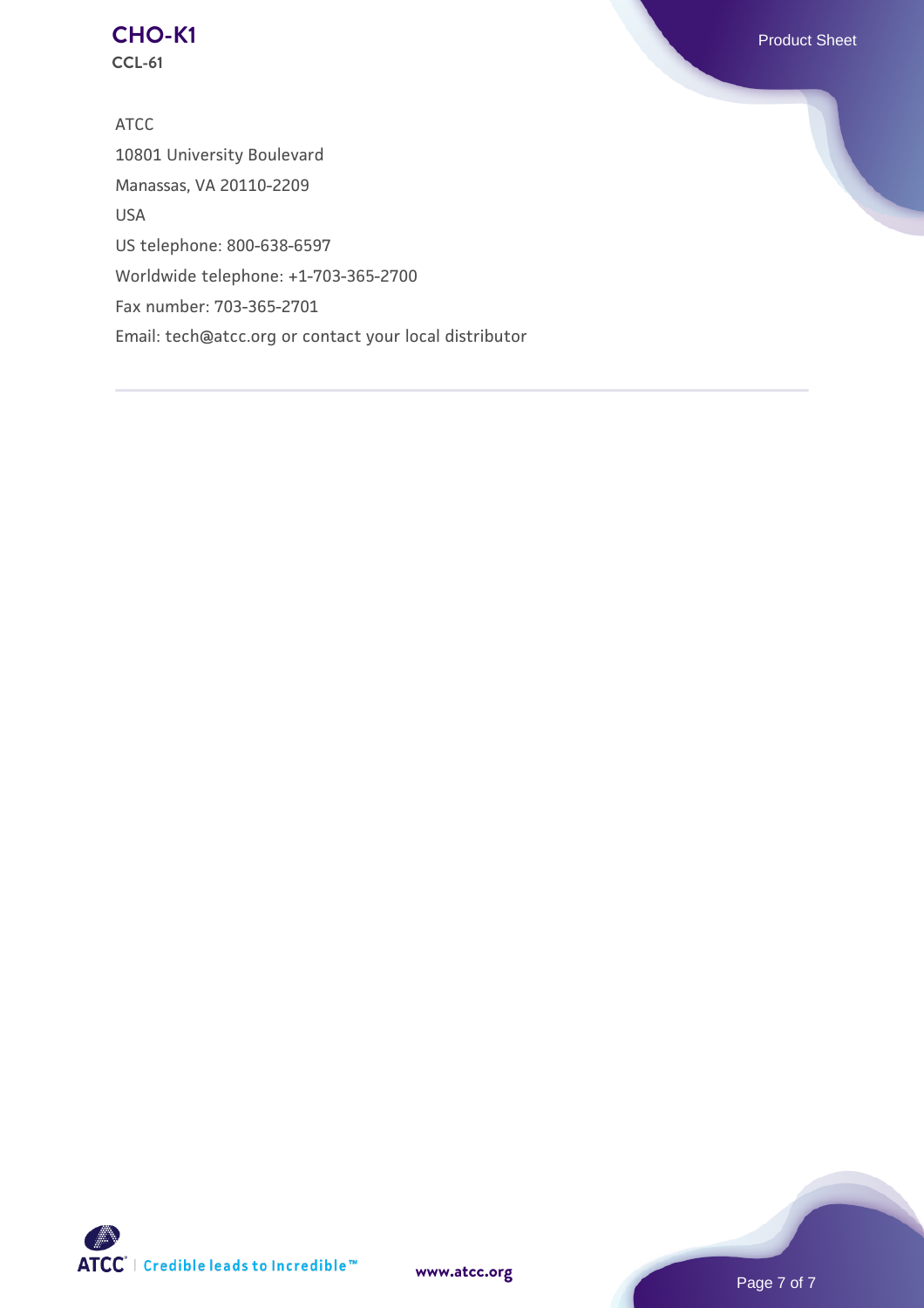ATCC

10801 University Boulevard

Manassas, VA 20110-2209

USA

US telephone: 800-638-6597

Worldwide telephone: +1-703-365-2700

Fax number: 703-365-2701

Email: tech@atcc.org or contact your local distributor